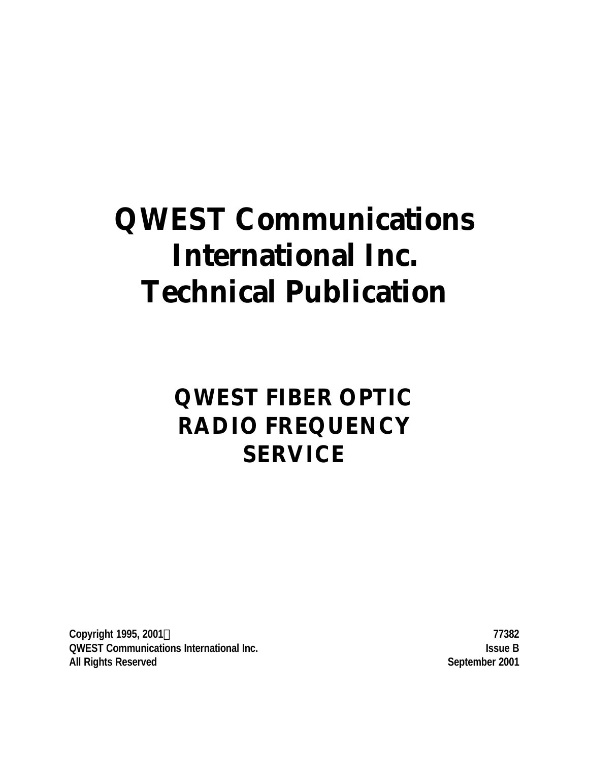# QWEST Communications International Inc. Technical Publication

## QWEST FIBER OPTIC RADIO FREQUENCY SERVICE

Copyright 1995, 2001
QWEST Communications International Inc.
All Rights Reserved

77382
Issue B
September 2001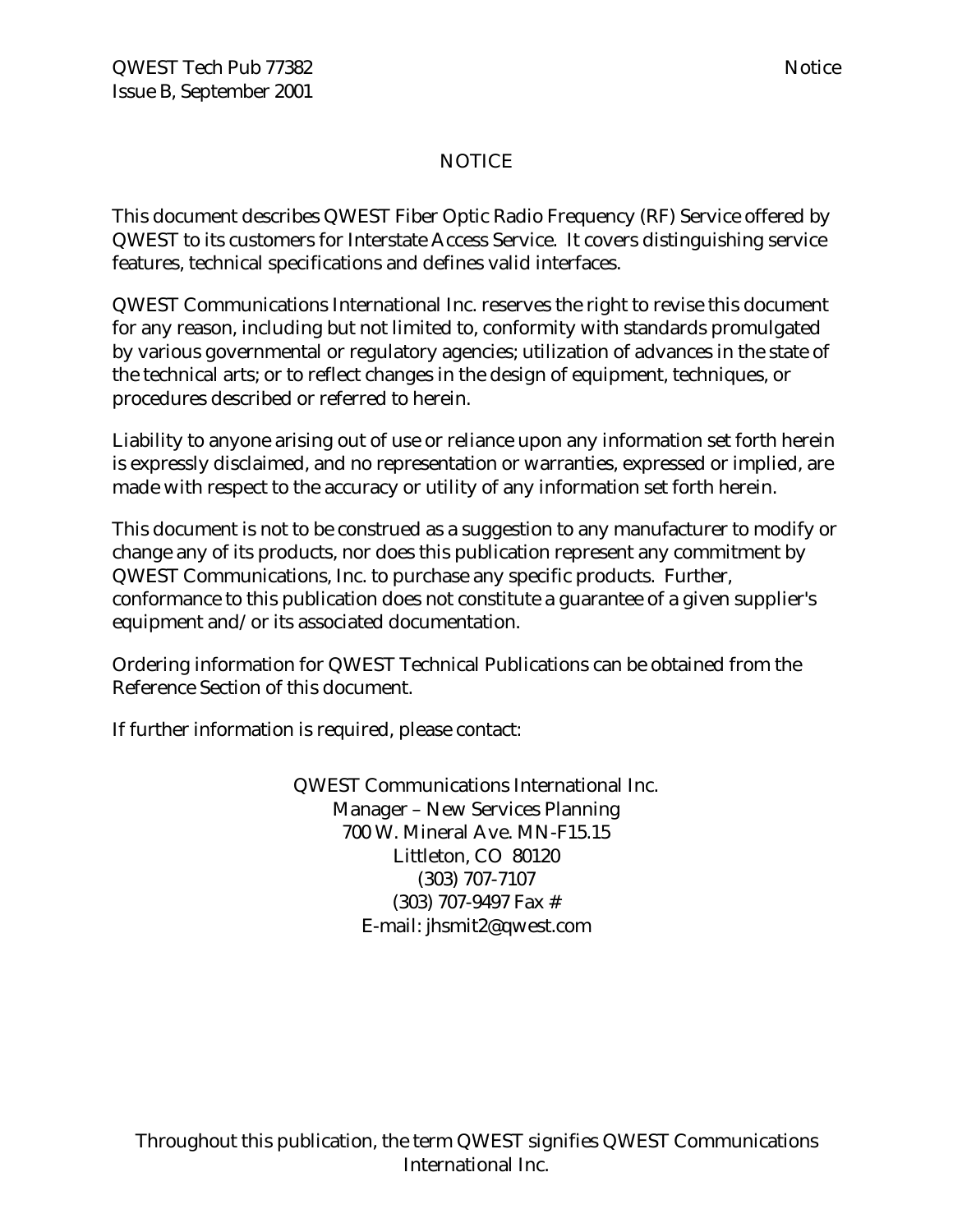# NOTICE

This document describes QWEST Fiber Optic Radio Frequency (RF) Service offered by QWEST to its customers for Interstate Access Service. It covers distinguishing service features, technical specifications and defines valid interfaces.

QWEST Communications International Inc. reserves the right to revise this document for any reason, including but not limited to, conformity with standards promulgated by various governmental or regulatory agencies; utilization of advances in the state of the technical arts; or to reflect changes in the design of equipment, techniques, or procedures described or referred to herein.

Liability to anyone arising out of use or reliance upon any information set forth herein is expressly disclaimed, and no representation or warranties, expressed or implied, are made with respect to the accuracy or utility of any information set forth herein.

This document is not to be construed as a suggestion to any manufacturer to modify or change any of its products, nor does this publication represent any commitment by QWEST Communications, Inc. to purchase any specific products. Further, conformance to this publication does not constitute a guarantee of a given supplier's equipment and/or its associated documentation.

Ordering information for QWEST Technical Publications can be obtained from the Reference Section of this document.

If further information is required, please contact:

QWEST Communications International Inc.
Manager – New Services Planning
700 W. Mineral Ave. MN-F15.15
Littleton, CO 80120
(303) 707-7107
(303) 707-9497 Fax #
E-mail: jhsmit2@qwest.com

Throughout this publication, the term QWEST signifies QWEST Communications International Inc.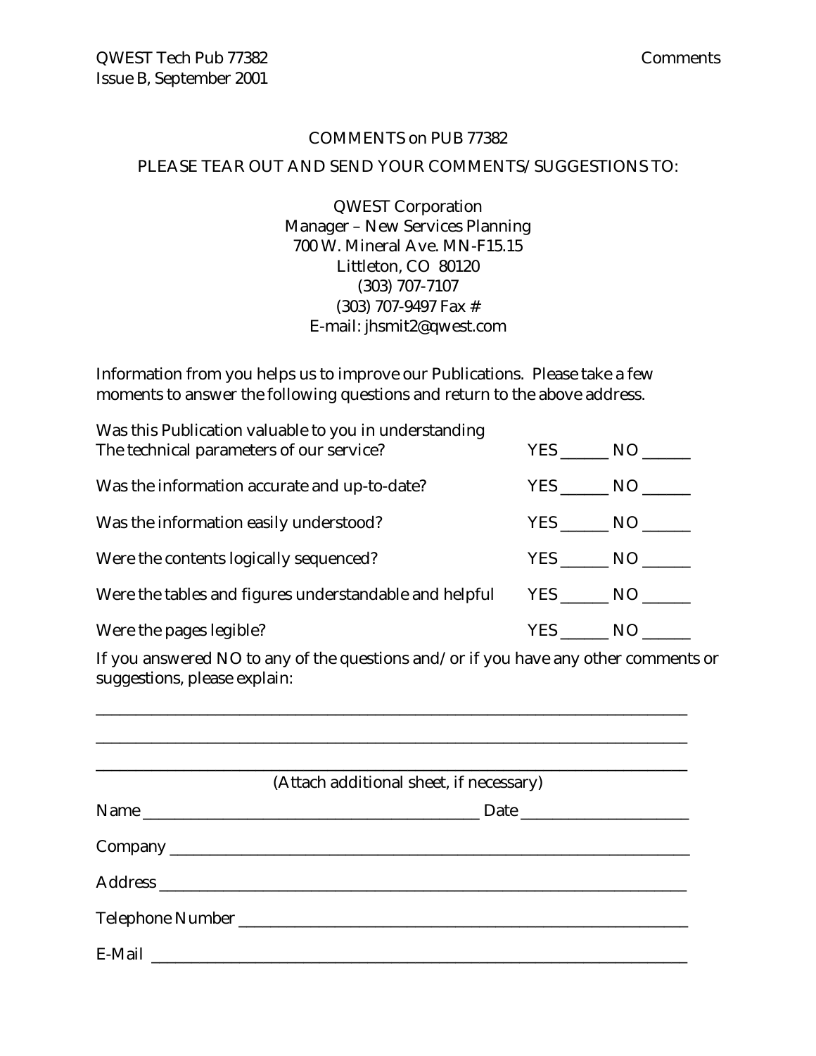COMMENTS on PUB 77382

PLEASE TEAR OUT AND SEND YOUR COMMENTS/SUGGESTIONS TO:

QWEST Corporation
Manager – New Services Planning
700 W. Mineral Ave. MN-F15.15
Littleton, CO 80120
(303) 707-7107
(303) 707-9497 Fax #
E-mail: jhsmit2@qwest.com

Information from you helps us to improve our Publications. Please take a few moments to answer the following questions and return to the above address.

| | |
|---|---|
| Was this Publication valuable to you in understanding The technical parameters of our service? | YES ______ NO ______ |
| Was the information accurate and up-to-date? | YES ______ NO ______ |
| Was the information easily understood? | YES ______ NO ______ |
| Were the contents logically sequenced? | YES ______ NO ______ |
| Were the tables and figures understandable and helpful | YES ______ NO ______ |
| Were the pages legible? | YES ______ NO ______ |

If you answered NO to any of the questions and/or if you have any other comments or suggestions, please explain:

_______________________________________________________________________________

_______________________________________________________________________________

_______________________________________________________________________________

(Attach additional sheet, if necessary)

Name ____________________________________________ Date _____________________

Company _____________________________________________________________________

Address _____________________________________________________________________

Telephone Number ____________________________________________________________

E-Mail _______________________________________________________________________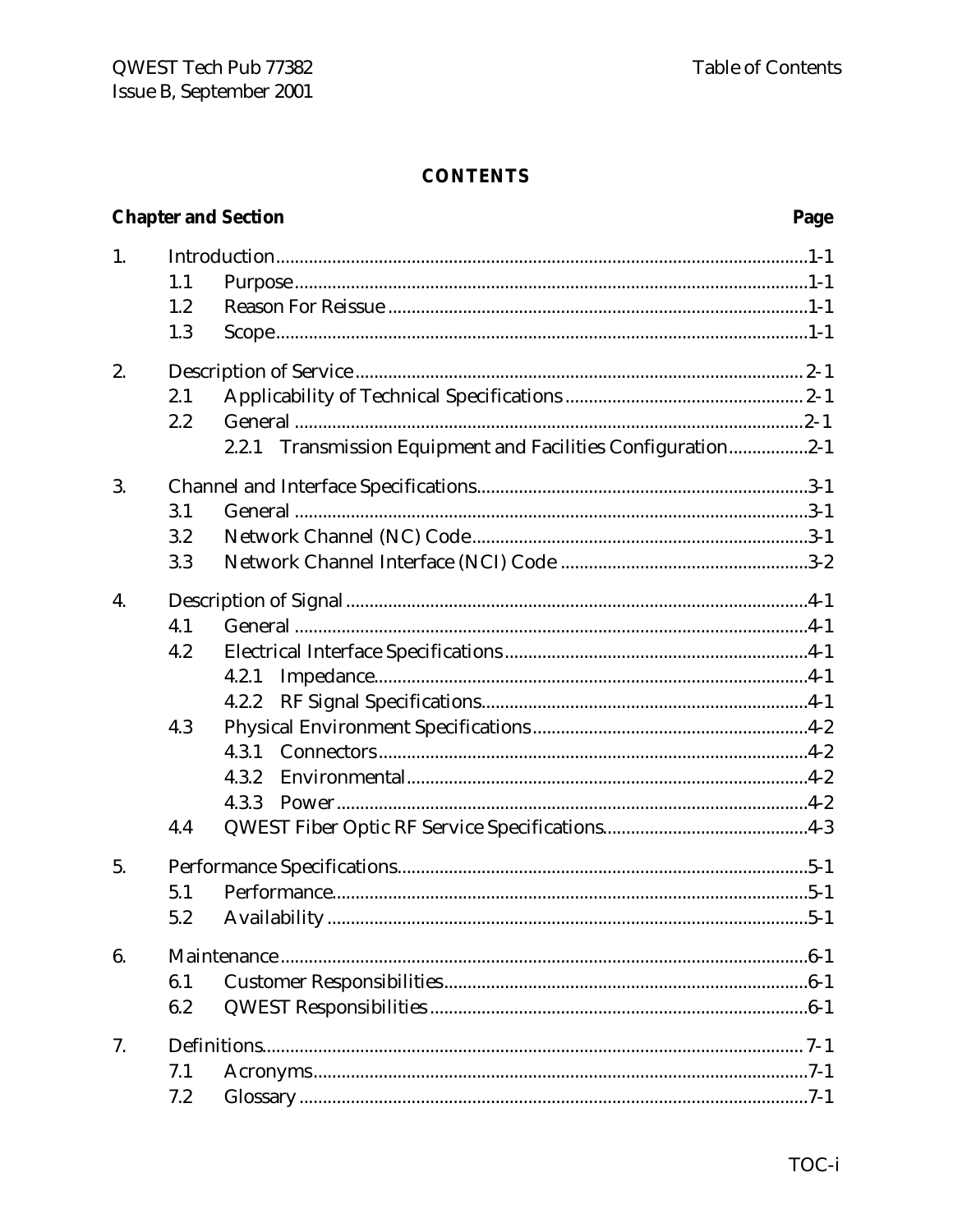# CONTENTS

**Chapter and Section** **Page**

1. Introduction ... 1-1
   - 1.1 Purpose ... 1-1
   - 1.2 Reason For Reissue ... 1-1
   - 1.3 Scope ... 1-1
2. Description of Service ... 2-1
   - 2.1 Applicability of Technical Specifications ... 2-1
   - 2.2 General ... 2-1
     - 2.2.1 Transmission Equipment and Facilities Configuration ... 2-1
3. Channel and Interface Specifications ... 3-1
   - 3.1 General ... 3-1
   - 3.2 Network Channel (NC) Code ... 3-1
   - 3.3 Network Channel Interface (NCI) Code ... 3-2
4. Description of Signal ... 4-1
   - 4.1 General ... 4-1
   - 4.2 Electrical Interface Specifications ... 4-1
     - 4.2.1 Impedance ... 4-1
     - 4.2.2 RF Signal Specifications ... 4-1
   - 4.3 Physical Environment Specifications ... 4-2
     - 4.3.1 Connectors ... 4-2
     - 4.3.2 Environmental ... 4-2
     - 4.3.3 Power ... 4-2
   - 4.4 QWEST Fiber Optic RF Service Specifications ... 4-3
5. Performance Specifications ... 5-1
   - 5.1 Performance ... 5-1
   - 5.2 Availability ... 5-1
6. Maintenance ... 6-1
   - 6.1 Customer Responsibilities ... 6-1
   - 6.2 QWEST Responsibilities ... 6-1
7. Definitions ... 7-1
   - 7.1 Acronyms ... 7-1
   - 7.2 Glossary ... 7-1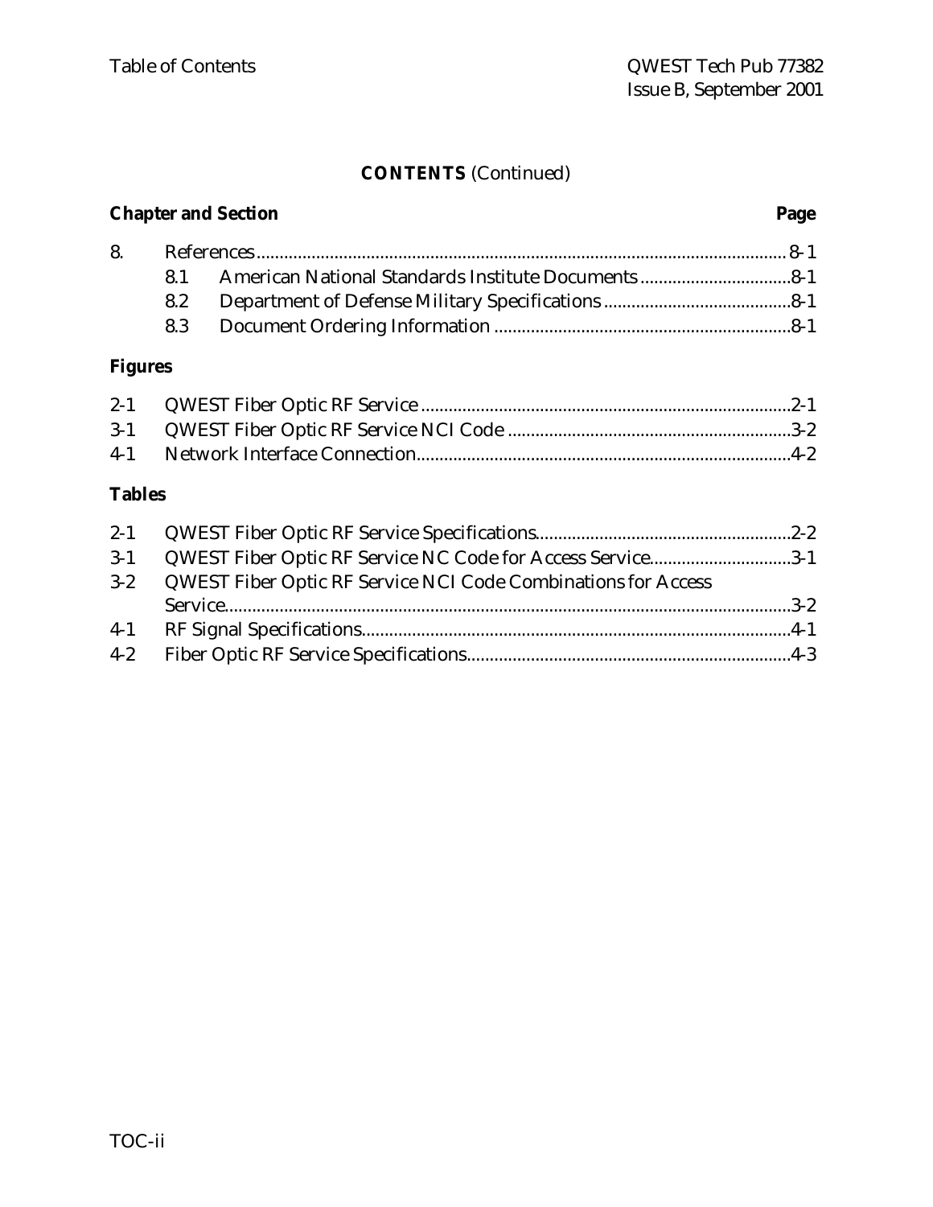**CONTENTS** (Continued)

**Chapter and Section** **Page**

8. References ........ 8-1
   - 8.1 American National Standards Institute Documents ........ 8-1
   - 8.2 Department of Defense Military Specifications ........ 8-1
   - 8.3 Document Ordering Information ........ 8-1

**Figures**

- 2-1 QWEST Fiber Optic RF Service ........ 2-1
- 3-1 QWEST Fiber Optic RF Service NCI Code ........ 3-2
- 4-1 Network Interface Connection ........ 4-2

**Tables**

- 2-1 QWEST Fiber Optic RF Service Specifications ........ 2-2
- 3-1 QWEST Fiber Optic RF Service NC Code for Access Service ........ 3-1
- 3-2 QWEST Fiber Optic RF Service NCI Code Combinations for Access Service ........ 3-2
- 4-1 RF Signal Specifications ........ 4-1
- 4-2 Fiber Optic RF Service Specifications ........ 4-3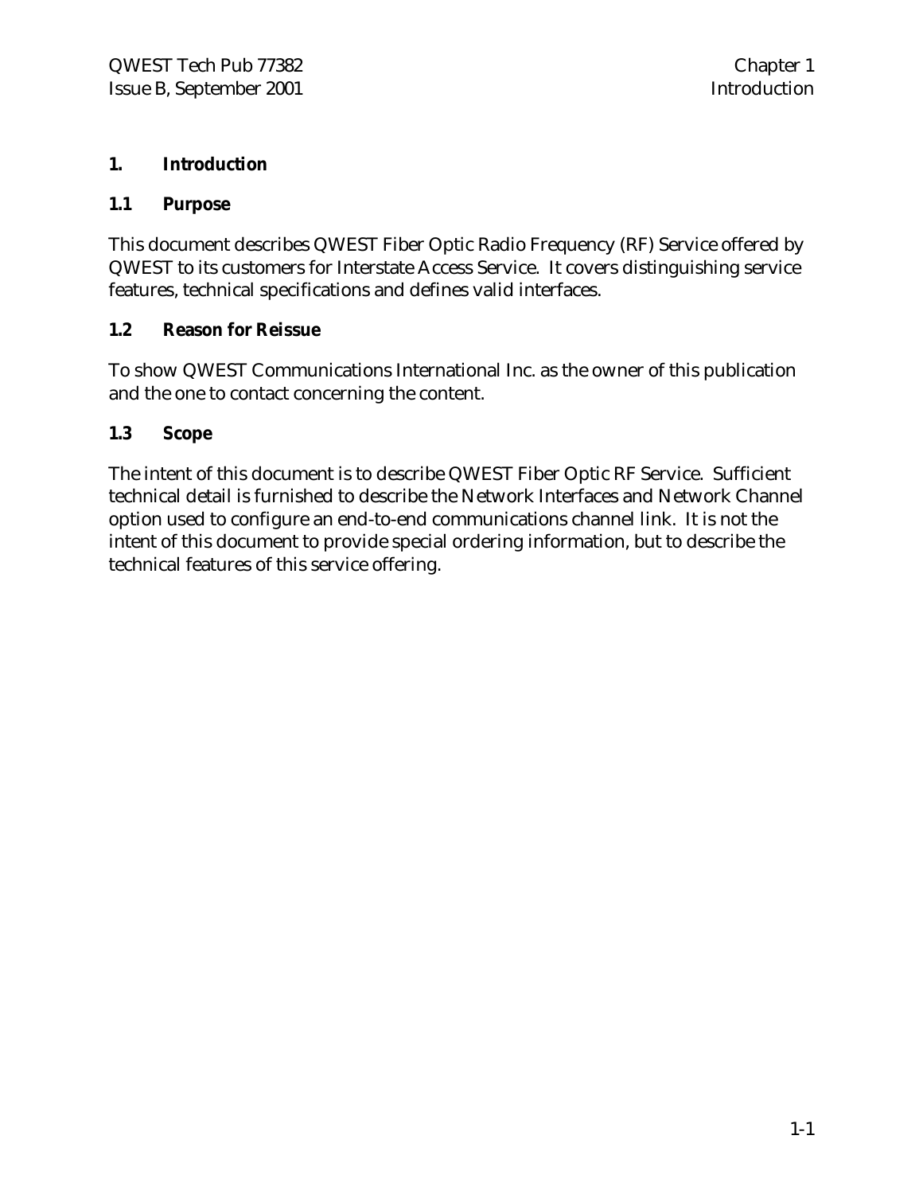# 1. Introduction

## 1.1 Purpose

This document describes QWEST Fiber Optic Radio Frequency (RF) Service offered by QWEST to its customers for Interstate Access Service. It covers distinguishing service features, technical specifications and defines valid interfaces.

## 1.2 Reason for Reissue

To show QWEST Communications International Inc. as the owner of this publication and the one to contact concerning the content.

## 1.3 Scope

The intent of this document is to describe QWEST Fiber Optic RF Service. Sufficient technical detail is furnished to describe the Network Interfaces and Network Channel option used to configure an end-to-end communications channel link. It is not the intent of this document to provide special ordering information, but to describe the technical features of this service offering.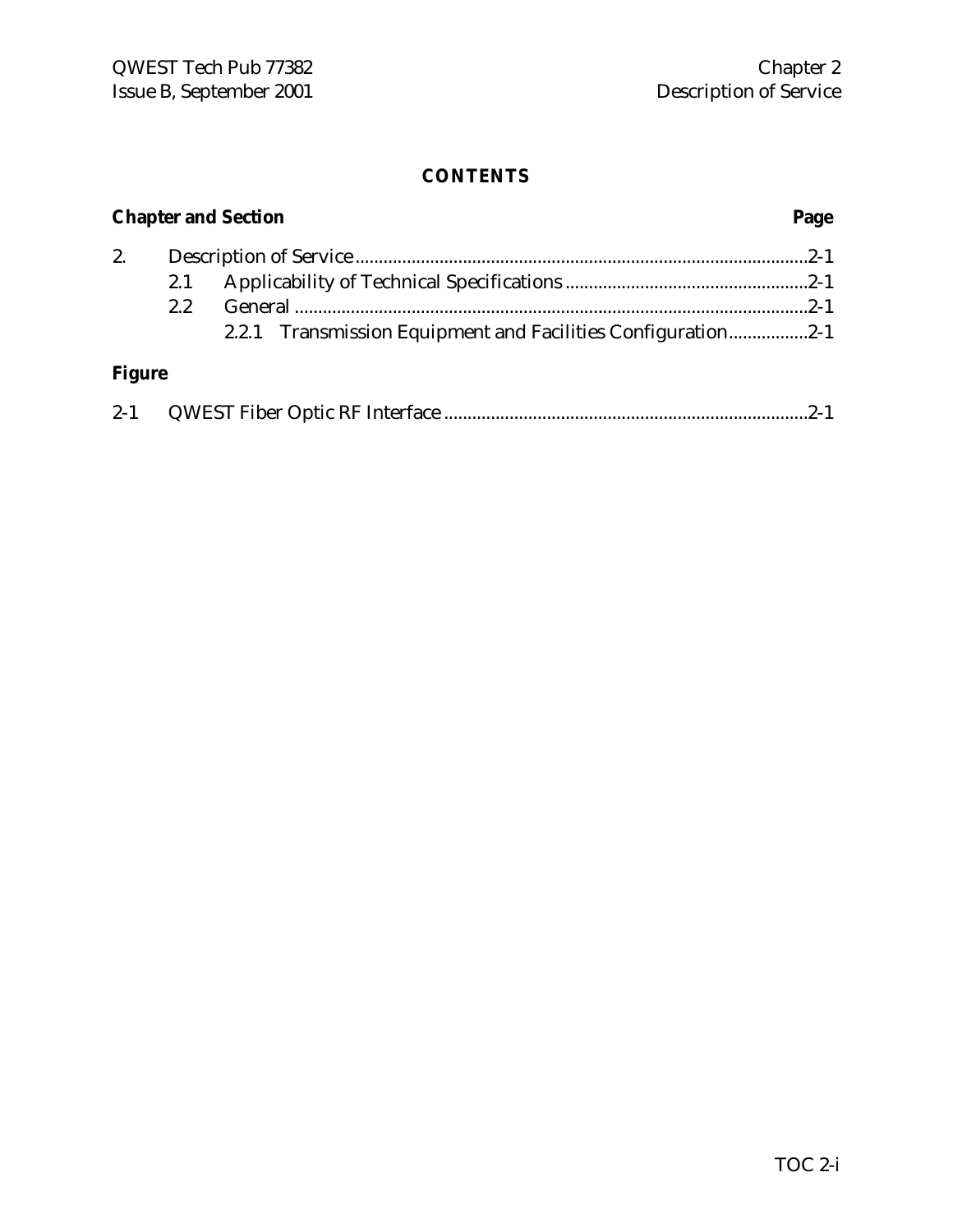# CONTENTS

**Chapter and Section** **Page**

2. Description of Service ....................................................................................................2-1
   - 2.1 Applicability of Technical Specifications ....................................................2-1
   - 2.2 General ..............................................................................................................2-1
     - 2.2.1 Transmission Equipment and Facilities Configuration.................2-1

**Figure**

2-1 QWEST Fiber Optic RF Interface .............................................................................2-1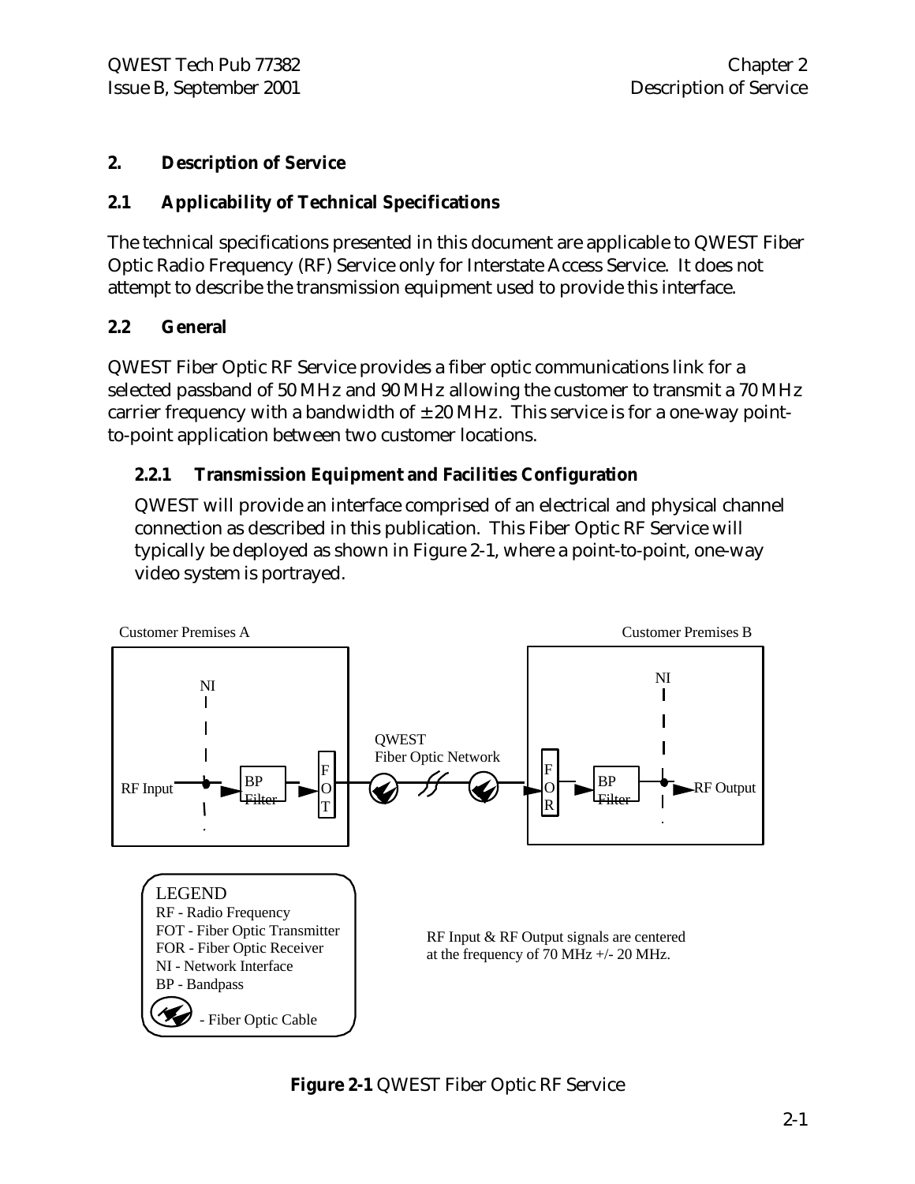# 2. Description of Service

## 2.1 Applicability of Technical Specifications

The technical specifications presented in this document are applicable to QWEST Fiber Optic Radio Frequency (RF) Service only for Interstate Access Service. It does not attempt to describe the transmission equipment used to provide this interface.

## 2.2 General

QWEST Fiber Optic RF Service provides a fiber optic communications link for a selected passband of 50 MHz and 90 MHz allowing the customer to transmit a 70 MHz carrier frequency with a bandwidth of ± 20 MHz. This service is for a one-way point-to-point application between two customer locations.

### 2.2.1 Transmission Equipment and Facilities Configuration

QWEST will provide an interface comprised of an electrical and physical channel connection as described in this publication. This Fiber Optic RF Service will typically be deployed as shown in Figure 2-1, where a point-to-point, one-way video system is portrayed.

Customer Premises A — Customer Premises B

RF Input → NI → BP Filter → FOT → QWEST Fiber Optic Network → FOR → BP Filter → NI → RF Output

LEGEND
RF - Radio Frequency
FOT - Fiber Optic Transmitter
FOR - Fiber Optic Receiver
NI - Network Interface
BP - Bandpass
- Fiber Optic Cable

RF Input & RF Output signals are centered at the frequency of 70 MHz +/- 20 MHz.

**Figure 2-1** QWEST Fiber Optic RF Service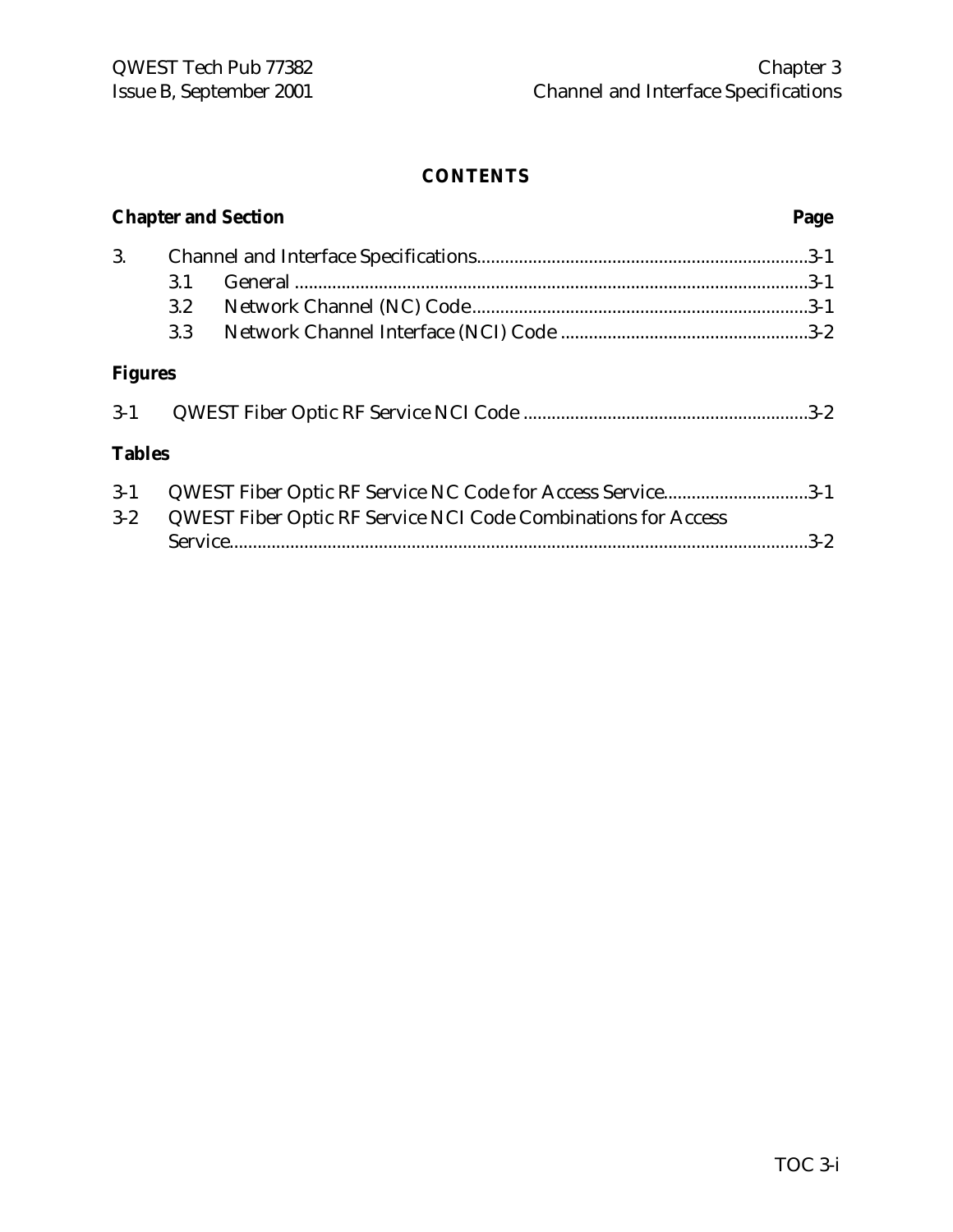# CONTENTS

**Chapter and Section** **Page**

3. Channel and Interface Specifications......................................................................3-1
   - 3.1 General ............................................................................................................3-1
   - 3.2 Network Channel (NC) Code.......................................................................3-1
   - 3.3 Network Channel Interface (NCI) Code .....................................................3-2

**Figures**

3-1 QWEST Fiber Optic RF Service NCI Code ............................................................3-2

**Tables**

3-1 QWEST Fiber Optic RF Service NC Code for Access Service...............................3-1

3-2 QWEST Fiber Optic RF Service NCI Code Combinations for Access Service...........................................................................................................................3-2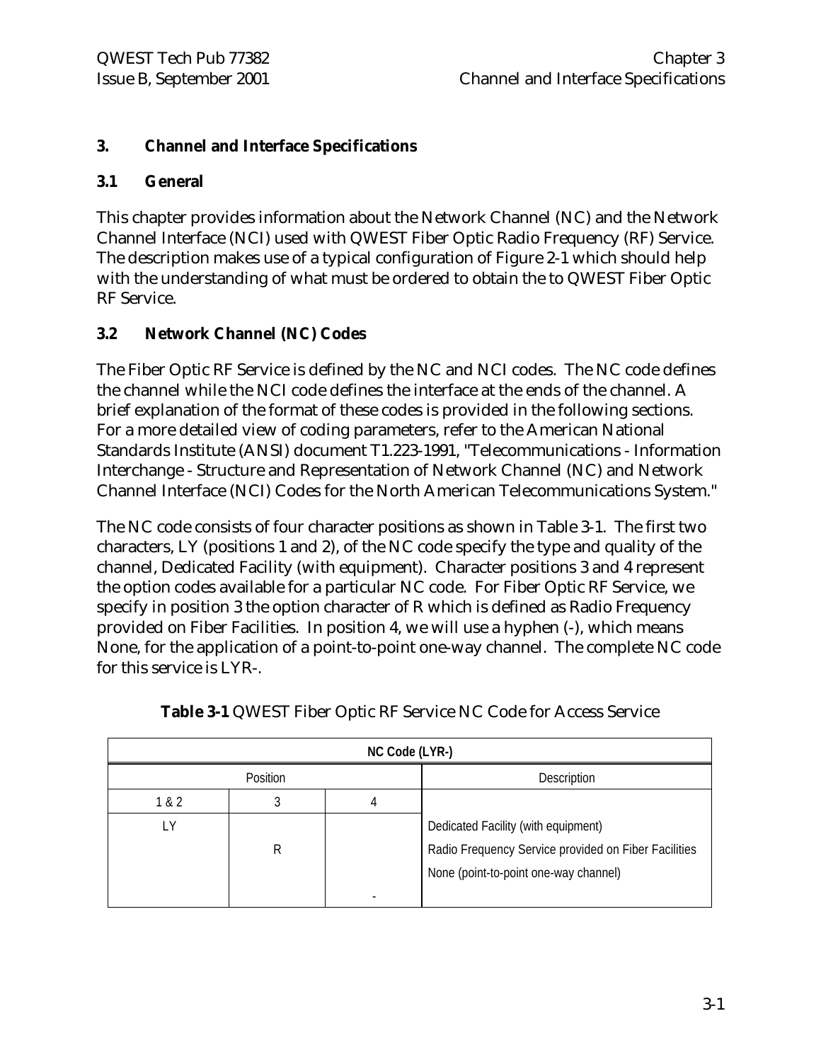# 3. Channel and Interface Specifications

## 3.1 General

This chapter provides information about the Network Channel (NC) and the Network Channel Interface (NCI) used with QWEST Fiber Optic Radio Frequency (RF) Service. The description makes use of a typical configuration of Figure 2-1 which should help with the understanding of what must be ordered to obtain the to QWEST Fiber Optic RF Service.

## 3.2 Network Channel (NC) Codes

The Fiber Optic RF Service is defined by the NC and NCI codes. The NC code defines the channel while the NCI code defines the interface at the ends of the channel. A brief explanation of the format of these codes is provided in the following sections. For a more detailed view of coding parameters, refer to the American National Standards Institute (ANSI) document T1.223-1991, "Telecommunications - Information Interchange - Structure and Representation of Network Channel (NC) and Network Channel Interface (NCI) Codes for the North American Telecommunications System."

The NC code consists of four character positions as shown in Table 3-1. The first two characters, LY (positions 1 and 2), of the NC code specify the type and quality of the channel, Dedicated Facility (with equipment). Character positions 3 and 4 represent the option codes available for a particular NC code. For Fiber Optic RF Service, we specify in position 3 the option character of R which is defined as Radio Frequency provided on Fiber Facilities. In position 4, we will use a hyphen (-), which means None, for the application of a point-to-point one-way channel. The complete NC code for this service is LYR-.

**Table 3-1** QWEST Fiber Optic RF Service NC Code for Access Service

| NC Code (LYR-) | | | |
|---|---|---|---|
| Position | | | Description |
| 1 & 2 | 3 | 4 | |
| LY | | | Dedicated Facility (with equipment) |
| | R | | Radio Frequency Service provided on Fiber Facilities |
| | | - | None (point-to-point one-way channel) |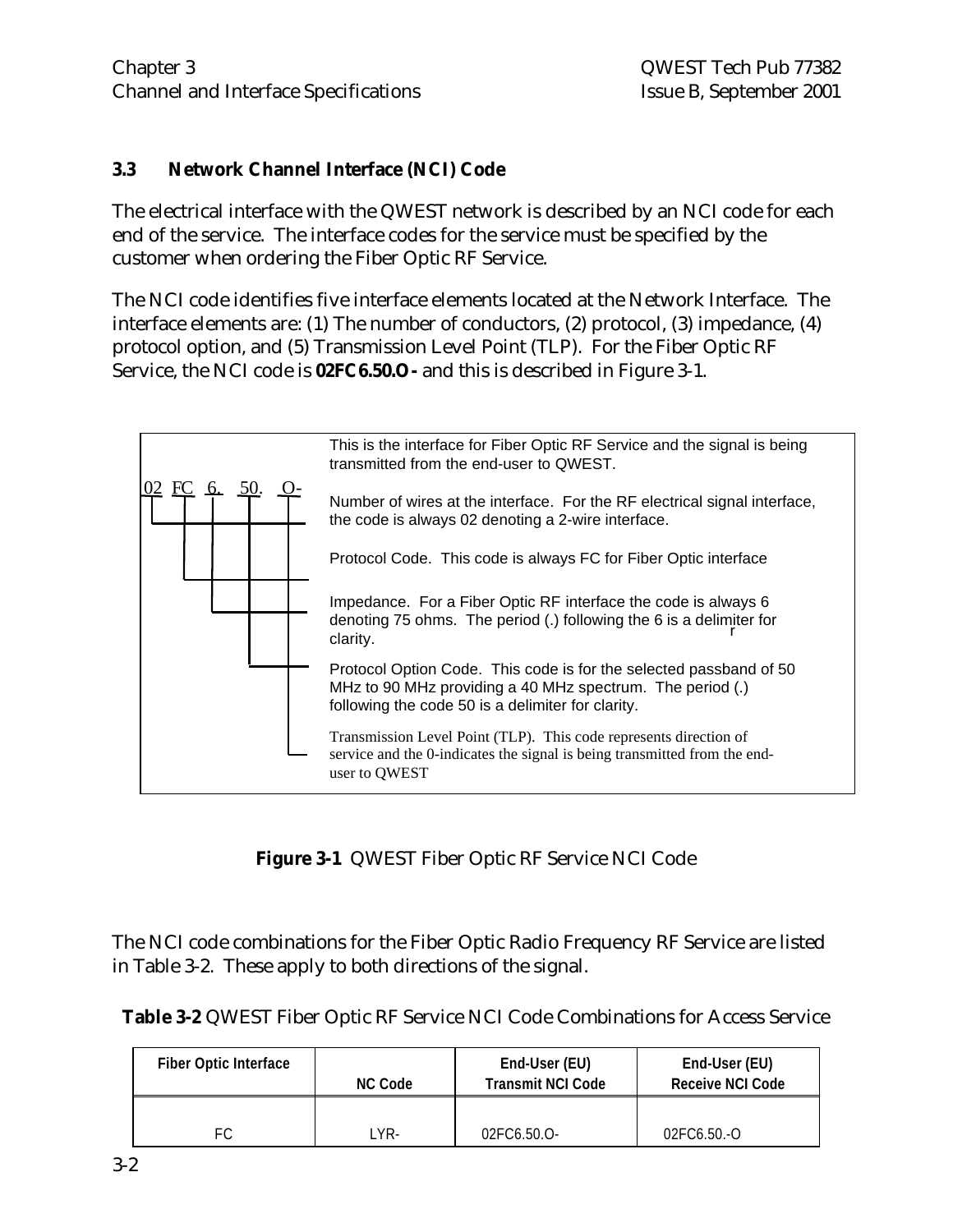### 3.3 Network Channel Interface (NCI) Code

The electrical interface with the QWEST network is described by an NCI code for each end of the service. The interface codes for the service must be specified by the customer when ordering the Fiber Optic RF Service.

The NCI code identifies five interface elements located at the Network Interface. The interface elements are: (1) The number of conductors, (2) protocol, (3) impedance, (4) protocol option, and (5) Transmission Level Point (TLP). For the Fiber Optic RF Service, the NCI code is **02FC6.50.O -** and this is described in Figure 3-1.

02 FC 6. 50. O-

This is the interface for Fiber Optic RF Service and the signal is being transmitted from the end-user to QWEST.

- **02** — Number of wires at the interface. For the RF electrical signal interface, the code is always 02 denoting a 2-wire interface.
- **FC** — Protocol Code. This code is always FC for Fiber Optic interface
- **6.** — Impedance. For a Fiber Optic RF interface the code is always 6 denoting 75 ohms. The period (.) following the 6 is a delimiter for clarity.
- **50.** — Protocol Option Code. This code is for the selected passband of 50 MHz to 90 MHz providing a 40 MHz spectrum. The period (.) following the code 50 is a delimiter for clarity.
- **O-** — Transmission Level Point (TLP). This code represents direction of service and the 0-indicates the signal is being transmitted from the end-user to QWEST

**Figure 3-1** QWEST Fiber Optic RF Service NCI Code

The NCI code combinations for the Fiber Optic Radio Frequency RF Service are listed in Table 3-2. These apply to both directions of the signal.

**Table 3-2** QWEST Fiber Optic RF Service NCI Code Combinations for Access Service

| Fiber Optic Interface | NC Code | End-User (EU) Transmit NCI Code | End-User (EU) Receive NCI Code |
|---|---|---|---|
| FC | LYR- | 02FC6.50.O- | 02FC6.50.-O |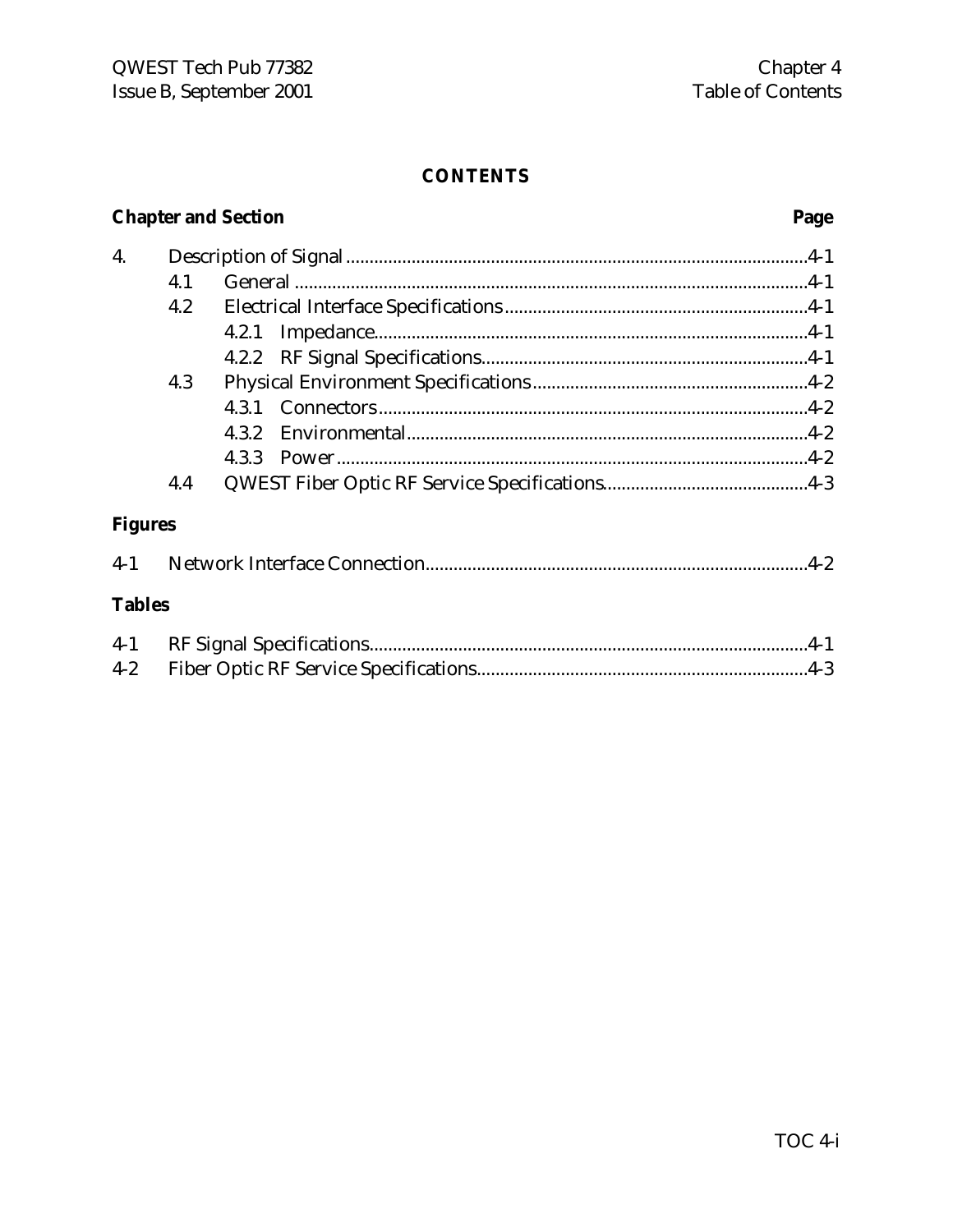# CONTENTS

**Chapter and Section** **Page**

| | | | |
|---|---|---|---|
| 4. | Description of Signal | | 4-1 |
| | 4.1 | General | 4-1 |
| | 4.2 | Electrical Interface Specifications | 4-1 |
| | | 4.2.1 Impedance | 4-1 |
| | | 4.2.2 RF Signal Specifications | 4-1 |
| | 4.3 | Physical Environment Specifications | 4-2 |
| | | 4.3.1 Connectors | 4-2 |
| | | 4.3.2 Environmental | 4-2 |
| | | 4.3.3 Power | 4-2 |
| | 4.4 | QWEST Fiber Optic RF Service Specifications | 4-3 |

**Figures**

| | | |
|---|---|---|
| 4-1 | Network Interface Connection | 4-2 |

**Tables**

| | | |
|---|---|---|
| 4-1 | RF Signal Specifications | 4-1 |
| 4-2 | Fiber Optic RF Service Specifications | 4-3 |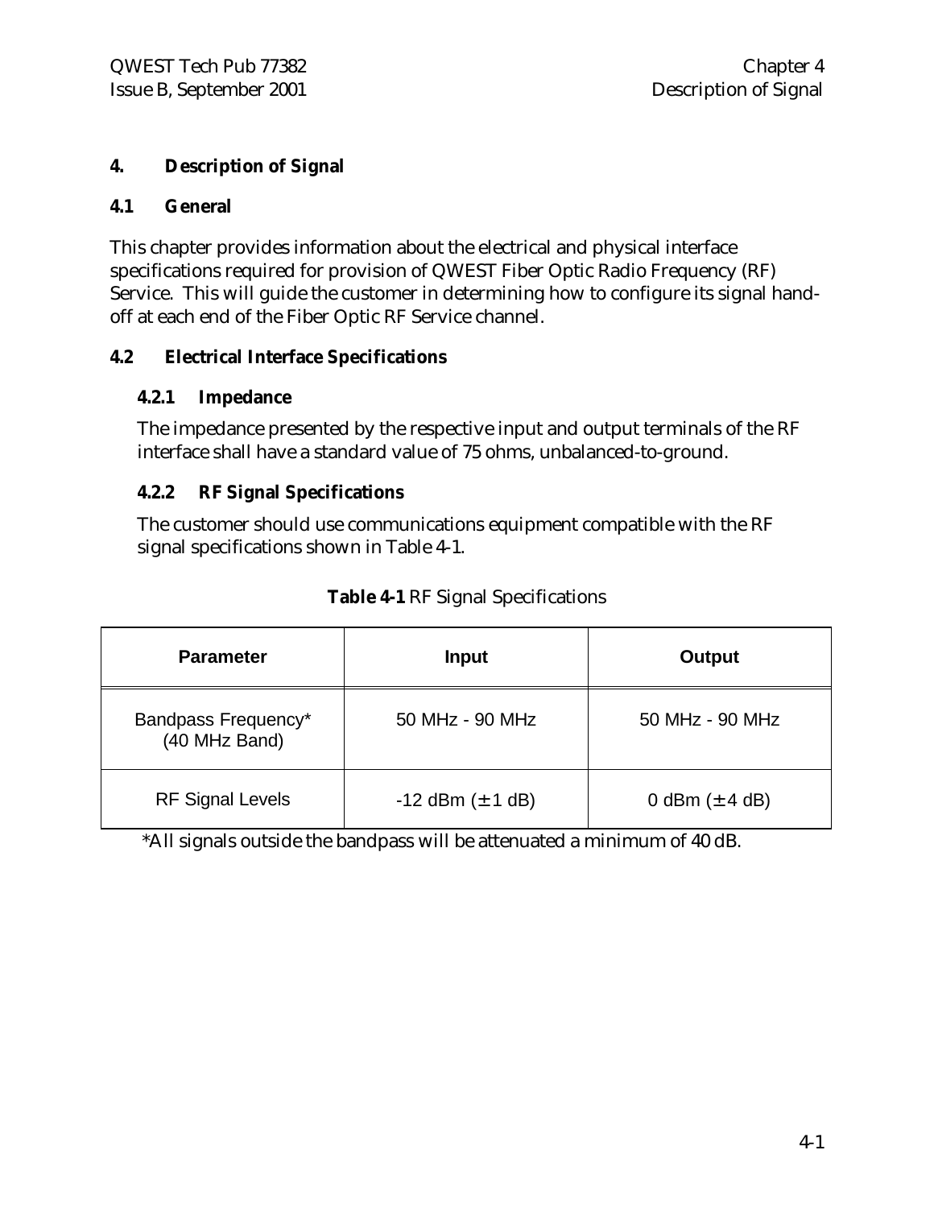# 4. Description of Signal

## 4.1 General

This chapter provides information about the electrical and physical interface specifications required for provision of QWEST Fiber Optic Radio Frequency (RF) Service. This will guide the customer in determining how to configure its signal hand-off at each end of the Fiber Optic RF Service channel.

## 4.2 Electrical Interface Specifications

### 4.2.1 Impedance

The impedance presented by the respective input and output terminals of the RF interface shall have a standard value of 75 ohms, unbalanced-to-ground.

### 4.2.2 RF Signal Specifications

The customer should use communications equipment compatible with the RF signal specifications shown in Table 4-1.

**Table 4-1** RF Signal Specifications

| Parameter | Input | Output |
|---|---|---|
| Bandpass Frequency* (40 MHz Band) | 50 MHz - 90 MHz | 50 MHz - 90 MHz |
| RF Signal Levels | -12 dBm (± 1 dB) | 0 dBm (± 4 dB) |

*All signals outside the bandpass will be attenuated a minimum of 40 dB.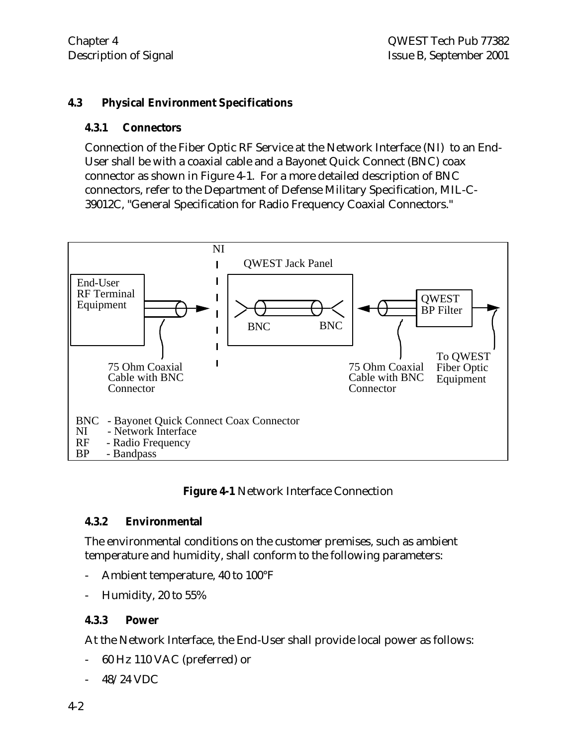## 4.3 Physical Environment Specifications

### 4.3.1 Connectors

Connection of the Fiber Optic RF Service at the Network Interface (NI) to an End-User shall be with a coaxial cable and a Bayonet Quick Connect (BNC) coax connector as shown in Figure 4-1. For a more detailed description of BNC connectors, refer to the Department of Defense Military Specification, MIL-C-39012C, "General Specification for Radio Frequency Coaxial Connectors."

**Figure 4-1** Network Interface Connection

### 4.3.2 Environmental

The environmental conditions on the customer premises, such as ambient temperature and humidity, shall conform to the following parameters:

- Ambient temperature, 40 to 100°F
- Humidity, 20 to 55%

### 4.3.3 Power

At the Network Interface, the End-User shall provide local power as follows:

- 60 Hz 110 VAC (preferred) or
- 48/24 VDC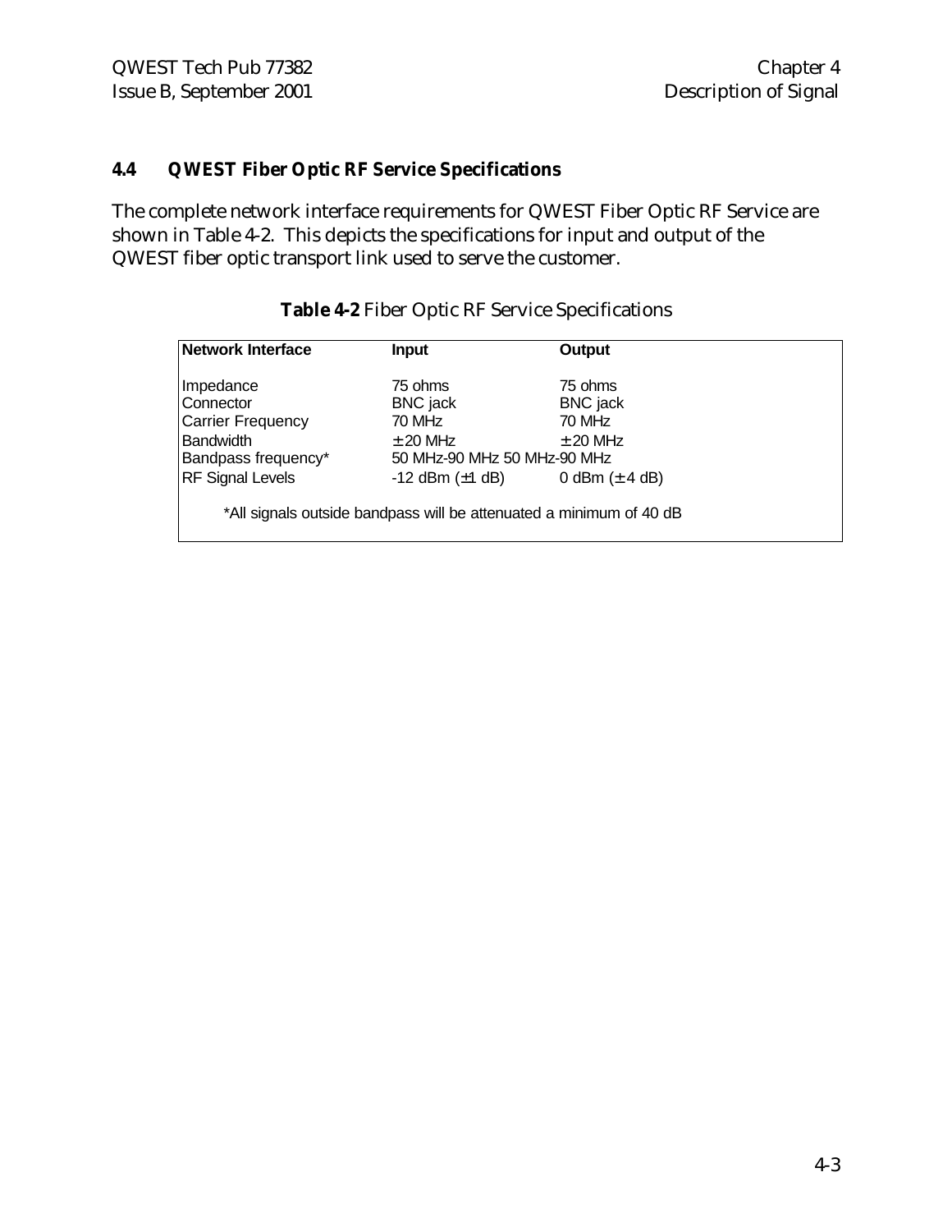### 4.4 QWEST Fiber Optic RF Service Specifications

The complete network interface requirements for QWEST Fiber Optic RF Service are shown in Table 4-2. This depicts the specifications for input and output of the QWEST fiber optic transport link used to serve the customer.

**Table 4-2** Fiber Optic RF Service Specifications

| Network Interface | Input | Output |
|---|---|---|
| Impedance | 75 ohms | 75 ohms |
| Connector | BNC jack | BNC jack |
| Carrier Frequency | 70 MHz | 70 MHz |
| Bandwidth | ± 20 MHz | ± 20 MHz |
| Bandpass frequency* | 50 MHz-90 MHz | 50 MHz-90 MHz |
| RF Signal Levels | -12 dBm (±1 dB) | 0 dBm (± 4 dB) |

*All signals outside bandpass will be attenuated a minimum of 40 dB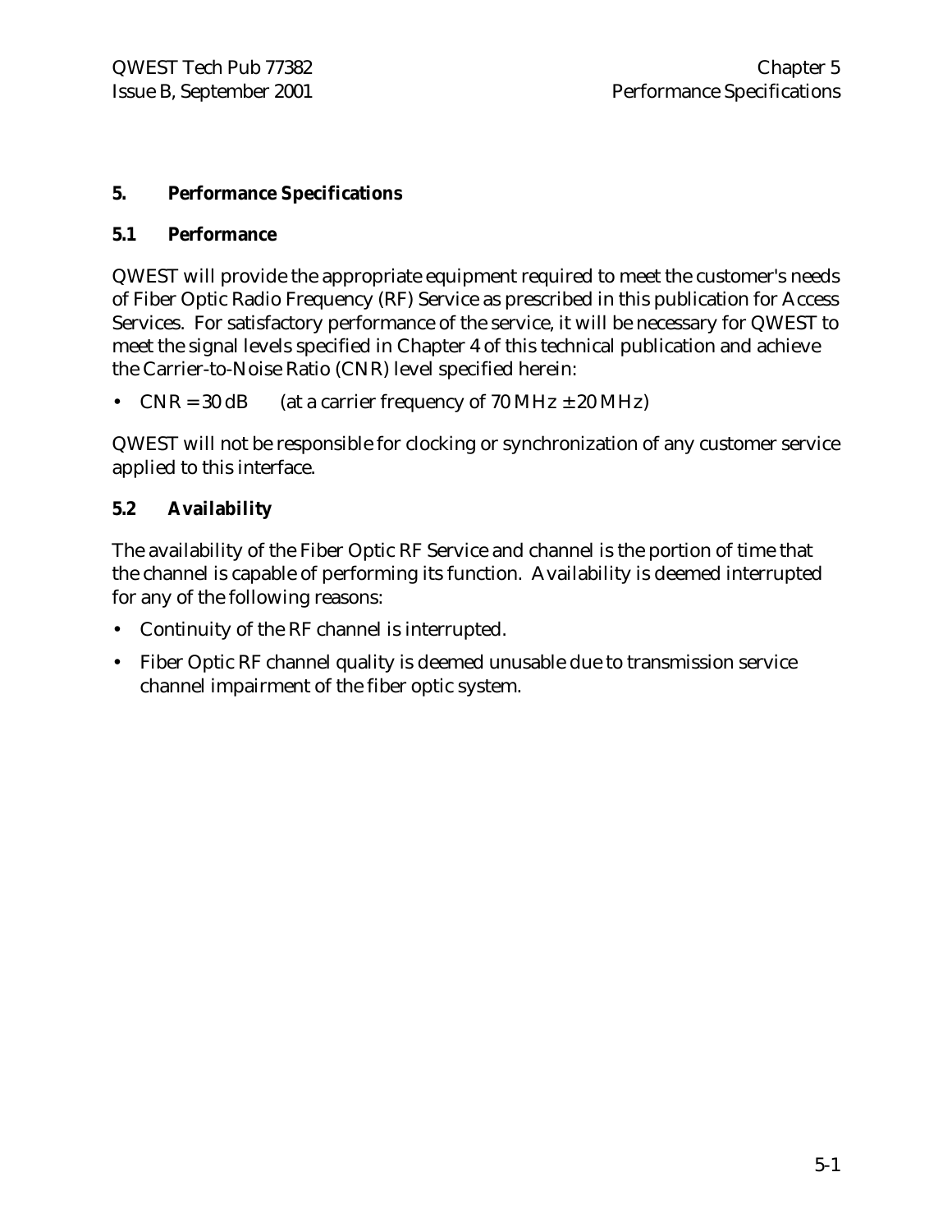# 5. Performance Specifications

## 5.1 Performance

QWEST will provide the appropriate equipment required to meet the customer's needs of Fiber Optic Radio Frequency (RF) Service as prescribed in this publication for Access Services. For satisfactory performance of the service, it will be necessary for QWEST to meet the signal levels specified in Chapter 4 of this technical publication and achieve the Carrier-to-Noise Ratio (CNR) level specified herein:

- CNR = 30 dB (at a carrier frequency of 70 MHz ± 20 MHz)

QWEST will not be responsible for clocking or synchronization of any customer service applied to this interface.

## 5.2 Availability

The availability of the Fiber Optic RF Service and channel is the portion of time that the channel is capable of performing its function. Availability is deemed interrupted for any of the following reasons:

- Continuity of the RF channel is interrupted.
- Fiber Optic RF channel quality is deemed unusable due to transmission service channel impairment of the fiber optic system.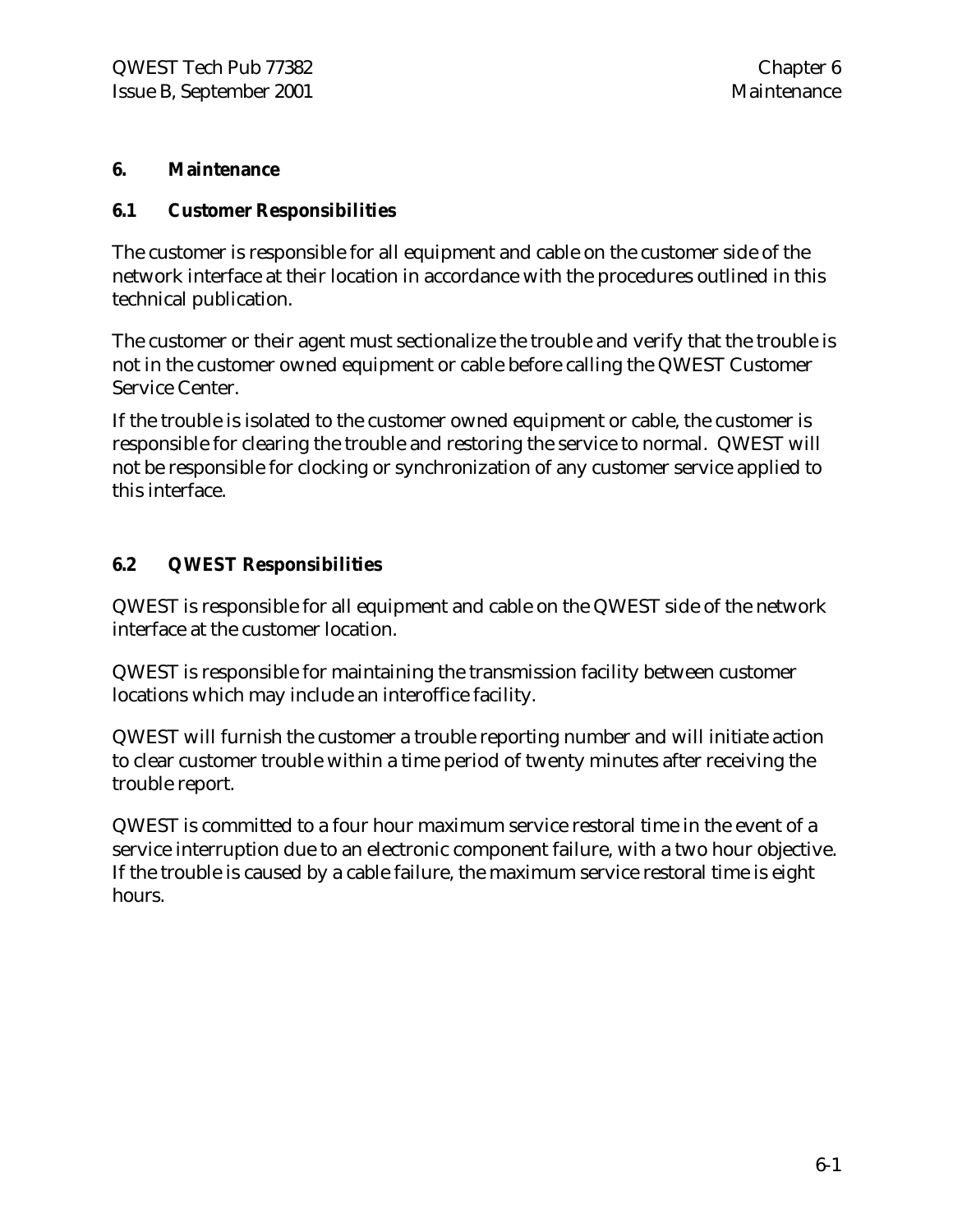# 6. Maintenance

## 6.1 Customer Responsibilities

The customer is responsible for all equipment and cable on the customer side of the network interface at their location in accordance with the procedures outlined in this technical publication.

The customer or their agent must sectionalize the trouble and verify that the trouble is not in the customer owned equipment or cable before calling the QWEST Customer Service Center.

If the trouble is isolated to the customer owned equipment or cable, the customer is responsible for clearing the trouble and restoring the service to normal. QWEST will not be responsible for clocking or synchronization of any customer service applied to this interface.

## 6.2 QWEST Responsibilities

QWEST is responsible for all equipment and cable on the QWEST side of the network interface at the customer location.

QWEST is responsible for maintaining the transmission facility between customer locations which may include an interoffice facility.

QWEST will furnish the customer a trouble reporting number and will initiate action to clear customer trouble within a time period of twenty minutes after receiving the trouble report.

QWEST is committed to a four hour maximum service restoral time in the event of a service interruption due to an electronic component failure, with a two hour objective. If the trouble is caused by a cable failure, the maximum service restoral time is eight hours.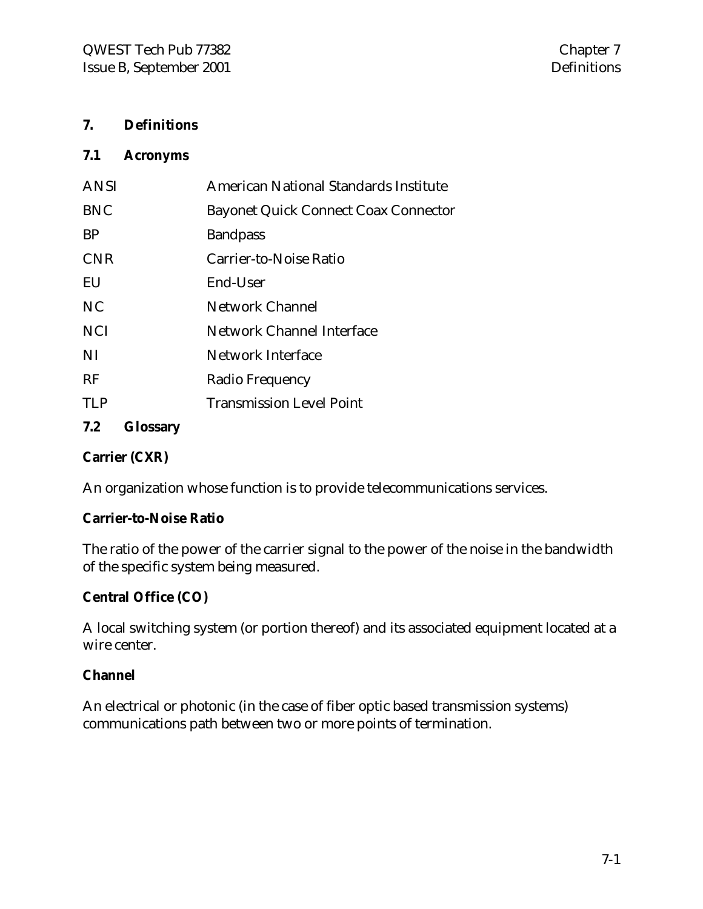# 7. Definitions

## 7.1 Acronyms

| | |
|---|---|
| ANSI | American National Standards Institute |
| BNC | Bayonet Quick Connect Coax Connector |
| BP | Bandpass |
| CNR | Carrier-to-Noise Ratio |
| EU | End-User |
| NC | Network Channel |
| NCI | Network Channel Interface |
| NI | Network Interface |
| RF | Radio Frequency |
| TLP | Transmission Level Point |

## 7.2 Glossary

**Carrier (CXR)**

An organization whose function is to provide telecommunications services.

**Carrier-to-Noise Ratio**

The ratio of the power of the carrier signal to the power of the noise in the bandwidth of the specific system being measured.

**Central Office (CO)**

A local switching system (or portion thereof) and its associated equipment located at a wire center.

**Channel**

An electrical or photonic (in the case of fiber optic based transmission systems) communications path between two or more points of termination.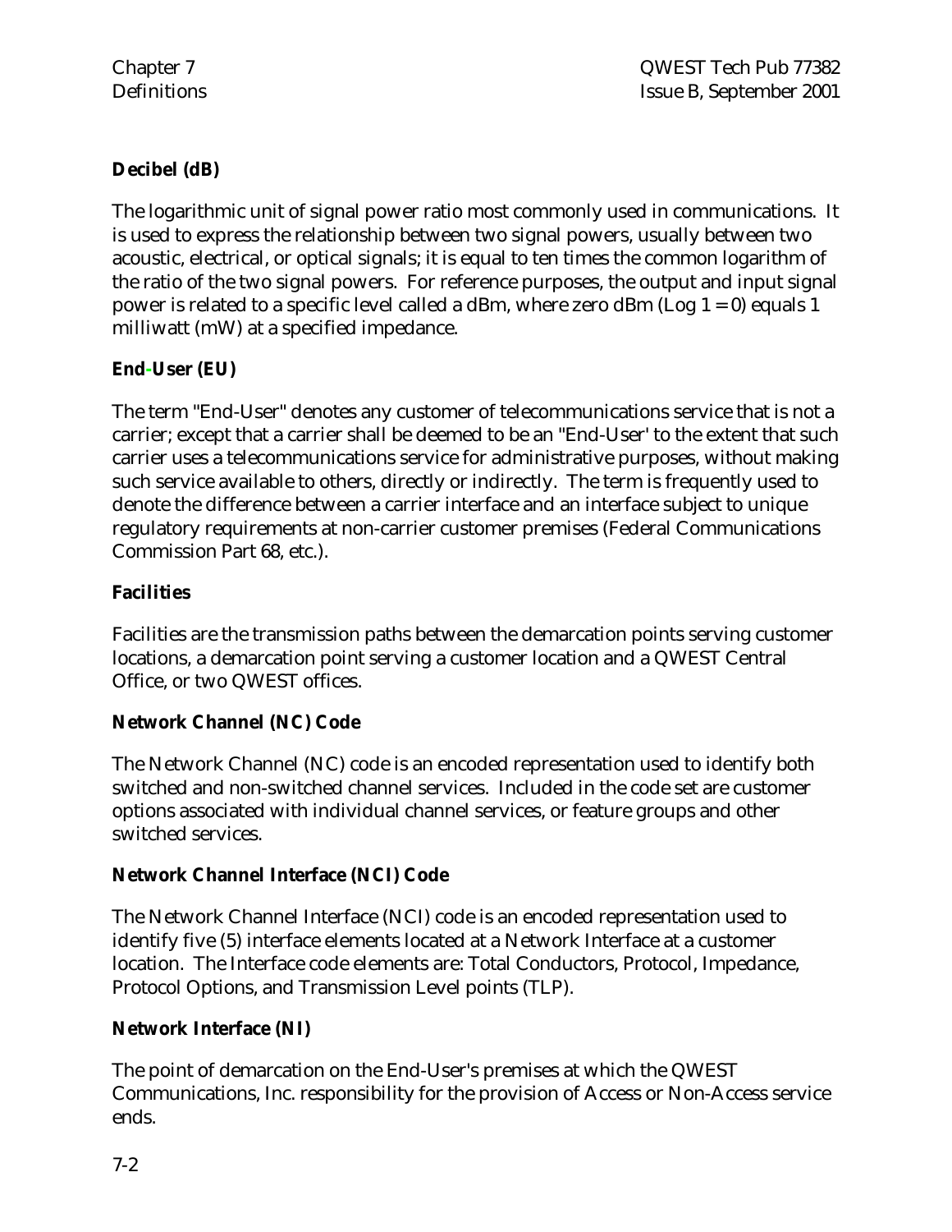**Decibel (dB)**

The logarithmic unit of signal power ratio most commonly used in communications. It is used to express the relationship between two signal powers, usually between two acoustic, electrical, or optical signals; it is equal to ten times the common logarithm of the ratio of the two signal powers. For reference purposes, the output and input signal power is related to a specific level called a dBm, where zero dBm (Log 1 = 0) equals 1 milliwatt (mW) at a specified impedance.

**End-User (EU)**

The term "End-User" denotes any customer of telecommunications service that is not a carrier; except that a carrier shall be deemed to be an "End-User' to the extent that such carrier uses a telecommunications service for administrative purposes, without making such service available to others, directly or indirectly. The term is frequently used to denote the difference between a carrier interface and an interface subject to unique regulatory requirements at non-carrier customer premises (Federal Communications Commission Part 68, etc.).

**Facilities**

Facilities are the transmission paths between the demarcation points serving customer locations, a demarcation point serving a customer location and a QWEST Central Office, or two QWEST offices.

**Network Channel (NC) Code**

The Network Channel (NC) code is an encoded representation used to identify both switched and non-switched channel services. Included in the code set are customer options associated with individual channel services, or feature groups and other switched services.

**Network Channel Interface (NCI) Code**

The Network Channel Interface (NCI) code is an encoded representation used to identify five (5) interface elements located at a Network Interface at a customer location. The Interface code elements are: Total Conductors, Protocol, Impedance, Protocol Options, and Transmission Level points (TLP).

**Network Interface (NI)**

The point of demarcation on the End-User's premises at which the QWEST Communications, Inc. responsibility for the provision of Access or Non-Access service ends.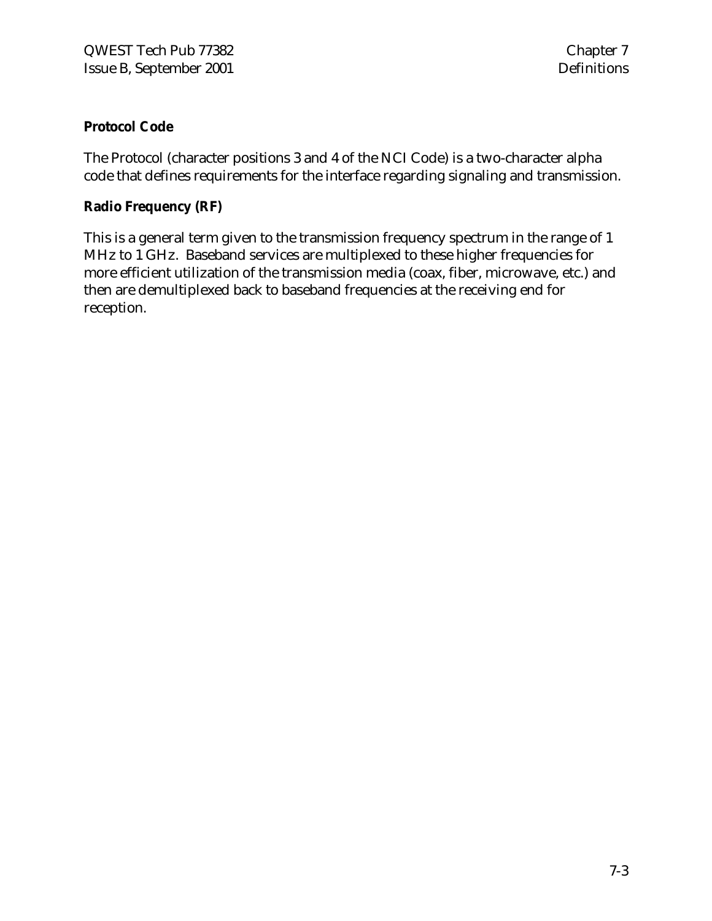**Protocol Code**

The Protocol (character positions 3 and 4 of the NCI Code) is a two-character alpha code that defines requirements for the interface regarding signaling and transmission.

**Radio Frequency (RF)**

This is a general term given to the transmission frequency spectrum in the range of 1 MHz to 1 GHz. Baseband services are multiplexed to these higher frequencies for more efficient utilization of the transmission media (coax, fiber, microwave, etc.) and then are demultiplexed back to baseband frequencies at the receiving end for reception.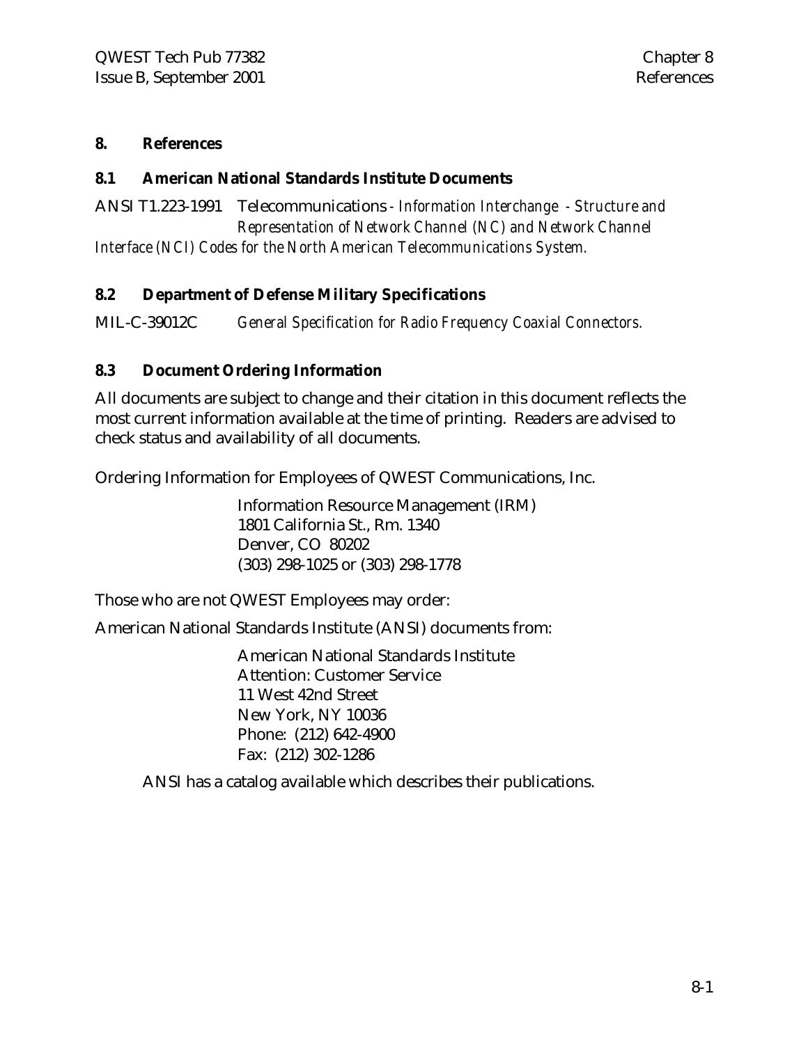# 8. References

## 8.1 American National Standards Institute Documents

ANSI T1.223-1991 Telecommunications - *Information Interchange - Structure and Representation of Network Channel (NC) and Network Channel Interface (NCI) Codes for the North American Telecommunications System.*

## 8.2 Department of Defense Military Specifications

MIL-C-39012C *General Specification for Radio Frequency Coaxial Connectors.*

## 8.3 Document Ordering Information

All documents are subject to change and their citation in this document reflects the most current information available at the time of printing. Readers are advised to check status and availability of all documents.

Ordering Information for Employees of QWEST Communications, Inc.

Information Resource Management (IRM)
1801 California St., Rm. 1340
Denver, CO 80202
(303) 298-1025 or (303) 298-1778

Those who are not QWEST Employees may order:

American National Standards Institute (ANSI) documents from:

American National Standards Institute
Attention: Customer Service
11 West 42nd Street
New York, NY 10036
Phone: (212) 642-4900
Fax: (212) 302-1286

ANSI has a catalog available which describes their publications.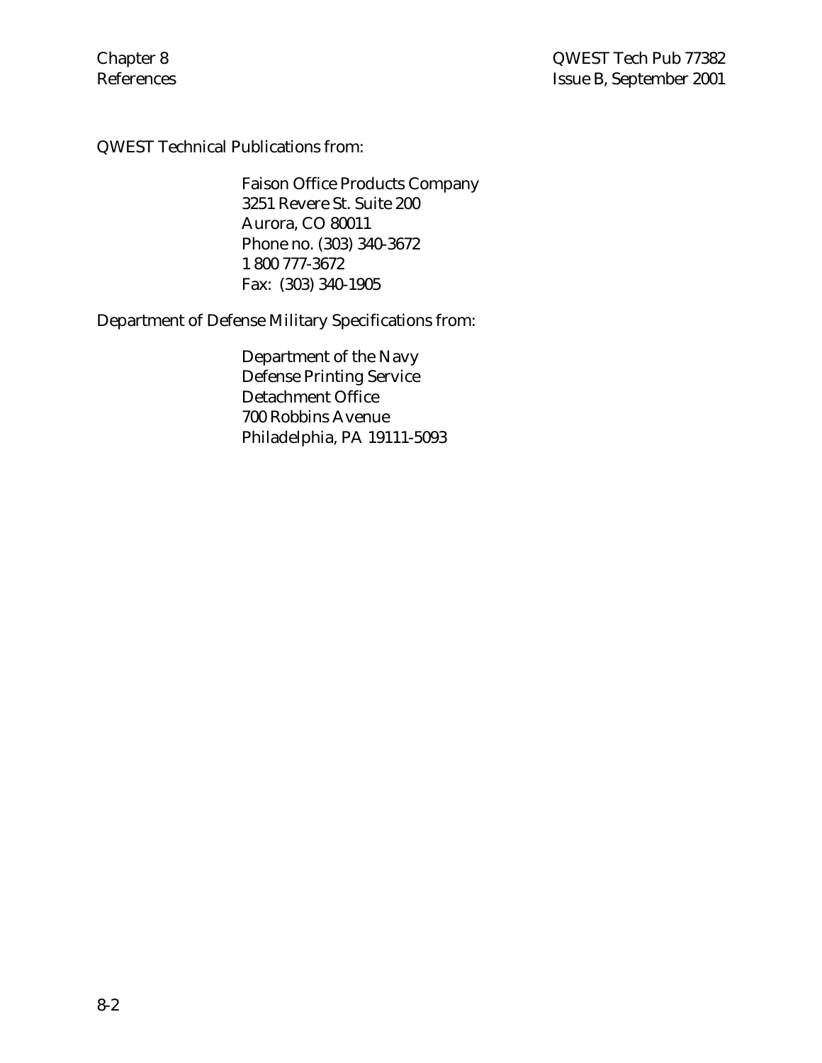QWEST Technical Publications from:

Faison Office Products Company  
3251 Revere St. Suite 200  
Aurora, CO 80011  
Phone no. (303) 340-3672  
1 800 777-3672  
Fax: (303) 340-1905

Department of Defense Military Specifications from:

Department of the Navy  
Defense Printing Service  
Detachment Office  
700 Robbins Avenue  
Philadelphia, PA 19111-5093